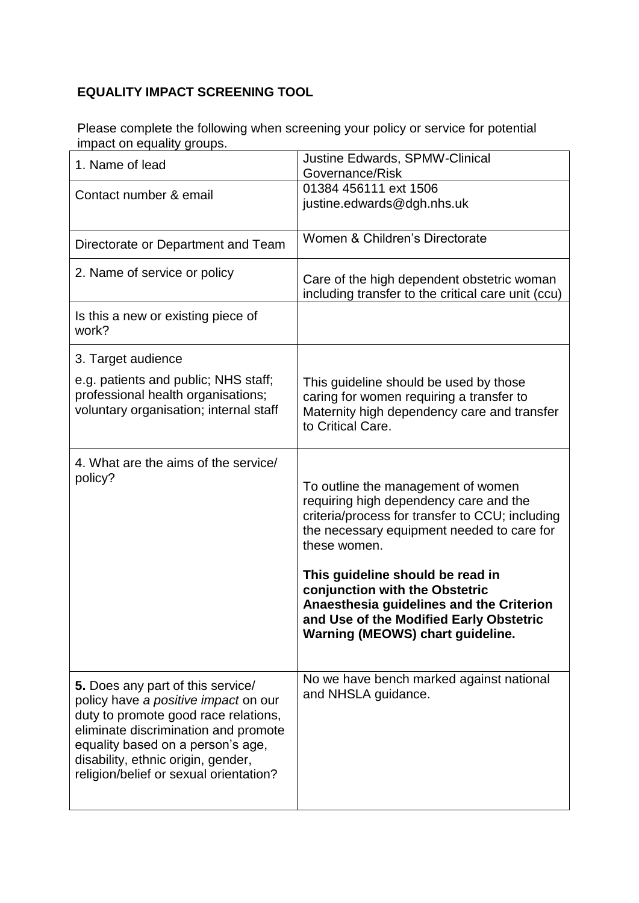## EQUALITY IMPACT SCREENING TOOL

Please complete the following when screening your policy or service for potential impact on equality groups.

| | |
|---|---|
| 1. Name of lead | Justine Edwards, SPMW-Clinical Governance/Risk |
| Contact number & email | 01384 456111 ext 1506<br>justine.edwards@dgh.nhs.uk |
| Directorate or Department and Team | Women & Children's Directorate |
| 2. Name of service or policy | Care of the high dependent obstetric woman including transfer to the critical care unit (ccu) |
| Is this a new or existing piece of work? | |
| 3. Target audience<br><br>e.g. patients and public; NHS staff; professional health organisations; voluntary organisation; internal staff | This guideline should be used by those caring for women requiring a transfer to Maternity high dependency care and transfer to Critical Care. |
| 4. What are the aims of the service/ policy? | To outline the management of women requiring high dependency care and the criteria/process for transfer to CCU; including the necessary equipment needed to care for these women.<br><br>**This guideline should be read in conjunction with the Obstetric Anaesthesia guidelines and the Criterion and Use of the Modified Early Obstetric Warning (MEOWS) chart guideline.** |
| **5.** Does any part of this service/ policy have *a positive impact* on our duty to promote good race relations, eliminate discrimination and promote equality based on a person's age, disability, ethnic origin, gender, religion/belief or sexual orientation? | No we have bench marked against national and NHSLA guidance. |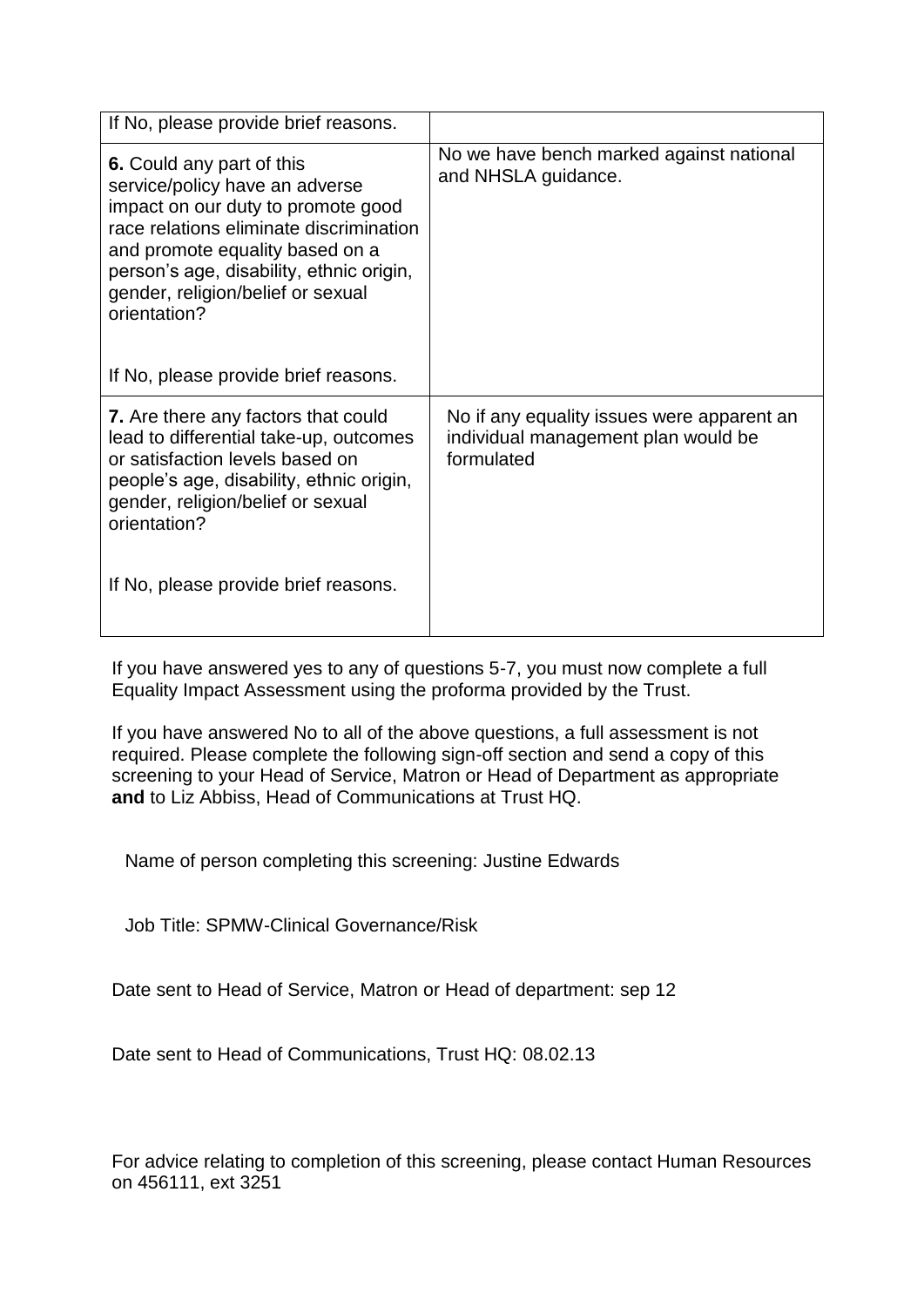| | |
|---|---|
| If No, please provide brief reasons. | |
| **6.** Could any part of this service/policy have an adverse impact on our duty to promote good race relations eliminate discrimination and promote equality based on a person's age, disability, ethnic origin, gender, religion/belief or sexual orientation?<br><br>If No, please provide brief reasons. | No we have bench marked against national and NHSLA guidance. |
| **7.** Are there any factors that could lead to differential take-up, outcomes or satisfaction levels based on people's age, disability, ethnic origin, gender, religion/belief or sexual orientation?<br><br>If No, please provide brief reasons. | No if any equality issues were apparent an individual management plan would be formulated |

If you have answered yes to any of questions 5-7, you must now complete a full Equality Impact Assessment using the proforma provided by the Trust.

If you have answered No to all of the above questions, a full assessment is not required. Please complete the following sign-off section and send a copy of this screening to your Head of Service, Matron or Head of Department as appropriate **and** to Liz Abbiss, Head of Communications at Trust HQ.

Name of person completing this screening: Justine Edwards

Job Title: SPMW-Clinical Governance/Risk

Date sent to Head of Service, Matron or Head of department: sep 12

Date sent to Head of Communications, Trust HQ: 08.02.13

For advice relating to completion of this screening, please contact Human Resources on 456111, ext 3251